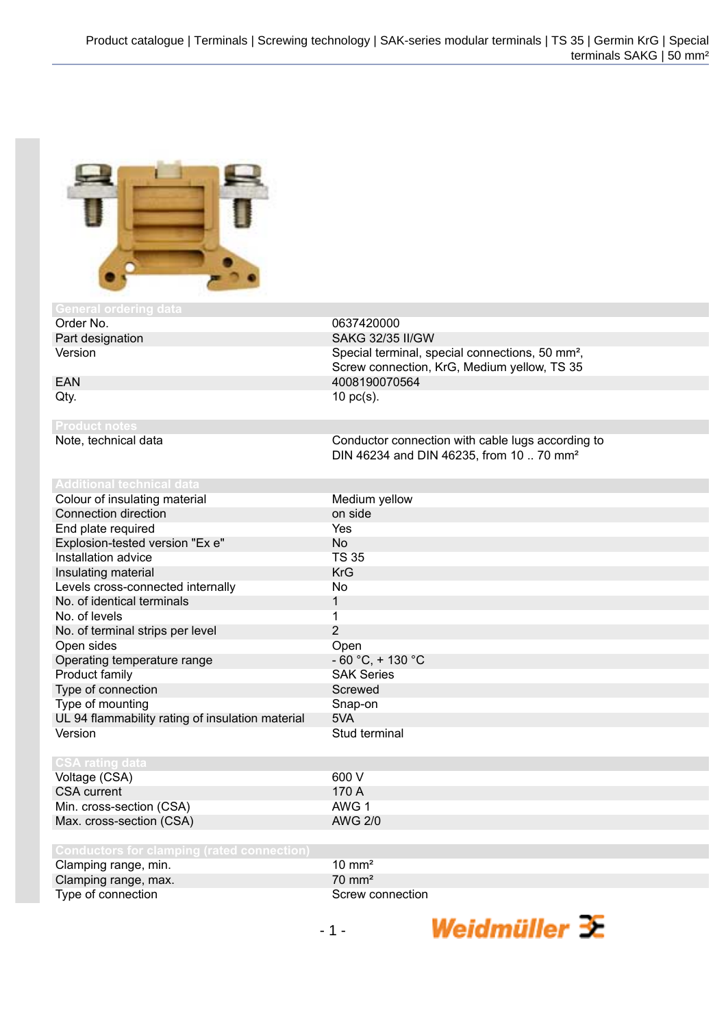## General ordering data

| | |
|---|---|
| Order No. | 0637420000 |
| Part designation | SAKG 32/35 II/GW |
| Version | Special terminal, special connections, 50 mm², Screw connection, KrG, Medium yellow, TS 35 |
| EAN | 4008190070564 |
| Qty. | 10 pc(s). |

## Product notes

| | |
|---|---|
| Note, technical data | Conductor connection with cable lugs according to DIN 46234 and DIN 46235, from 10 .. 70 mm² |

## Additional technical data

| | |
|---|---|
| Colour of insulating material | Medium yellow |
| Connection direction | on side |
| End plate required | Yes |
| Explosion-tested version "Ex e" | No |
| Installation advice | TS 35 |
| Insulating material | KrG |
| Levels cross-connected internally | No |
| No. of identical terminals | 1 |
| No. of levels | 1 |
| No. of terminal strips per level | 2 |
| Open sides | Open |
| Operating temperature range | - 60 °C, + 130 °C |
| Product family | SAK Series |
| Type of connection | Screwed |
| Type of mounting | Snap-on |
| UL 94 flammability rating of insulation material | 5VA |
| Version | Stud terminal |

## CSA rating data

| | |
|---|---|
| Voltage (CSA) | 600 V |
| CSA current | 170 A |
| Min. cross-section (CSA) | AWG 1 |
| Max. cross-section (CSA) | AWG 2/0 |

## Conductors for clamping (rated connection)

| | |
|---|---|
| Clamping range, min. | 10 mm² |
| Clamping range, max. | 70 mm² |
| Type of connection | Screw connection |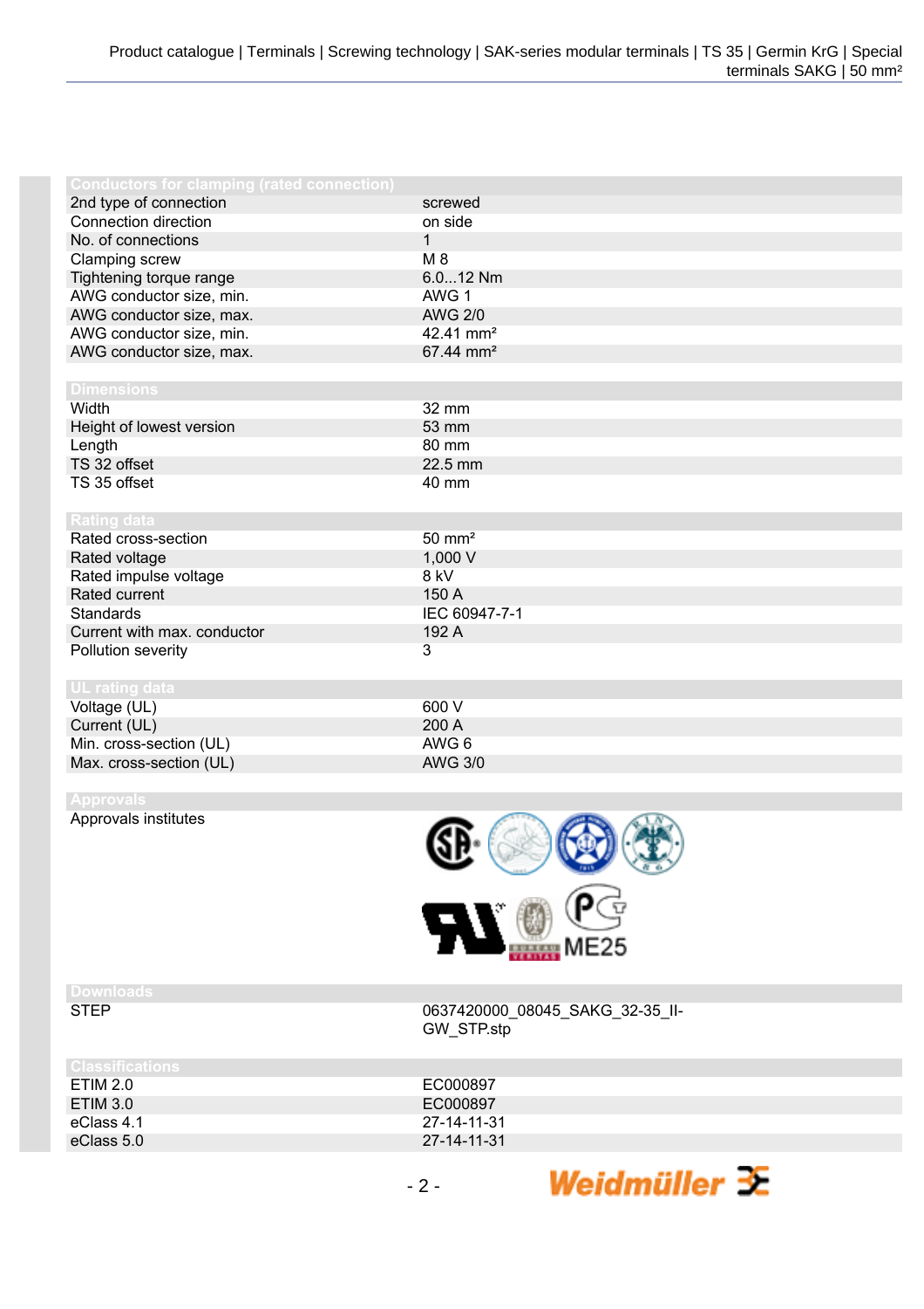## Conductors for clamping (rated connection)

| | |
|---|---|
| 2nd type of connection | screwed |
| Connection direction | on side |
| No. of connections | 1 |
| Clamping screw | M 8 |
| Tightening torque range | 6.0...12 Nm |
| AWG conductor size, min. | AWG 1 |
| AWG conductor size, max. | AWG 2/0 |
| AWG conductor size, min. | 42.41 mm² |
| AWG conductor size, max. | 67.44 mm² |

## Dimensions

| | |
|---|---|
| Width | 32 mm |
| Height of lowest version | 53 mm |
| Length | 80 mm |
| TS 32 offset | 22.5 mm |
| TS 35 offset | 40 mm |

## Rating data

| | |
|---|---|
| Rated cross-section | 50 mm² |
| Rated voltage | 1,000 V |
| Rated impulse voltage | 8 kV |
| Rated current | 150 A |
| Standards | IEC 60947-7-1 |
| Current with max. conductor | 192 A |
| Pollution severity | 3 |

## UL rating data

| | |
|---|---|
| Voltage (UL) | 600 V |
| Current (UL) | 200 A |
| Min. cross-section (UL) | AWG 6 |
| Max. cross-section (UL) | AWG 3/0 |

## Approvals

| | |
|---|---|
| Approvals institutes | ME25 |

## Downloads

| | |
|---|---|
| STEP | 0637420000_08045_SAKG_32-35_II-GW_STP.stp |

## Classifications

| | |
|---|---|
| ETIM 2.0 | EC000897 |
| ETIM 3.0 | EC000897 |
| eClass 4.1 | 27-14-11-31 |
| eClass 5.0 | 27-14-11-31 |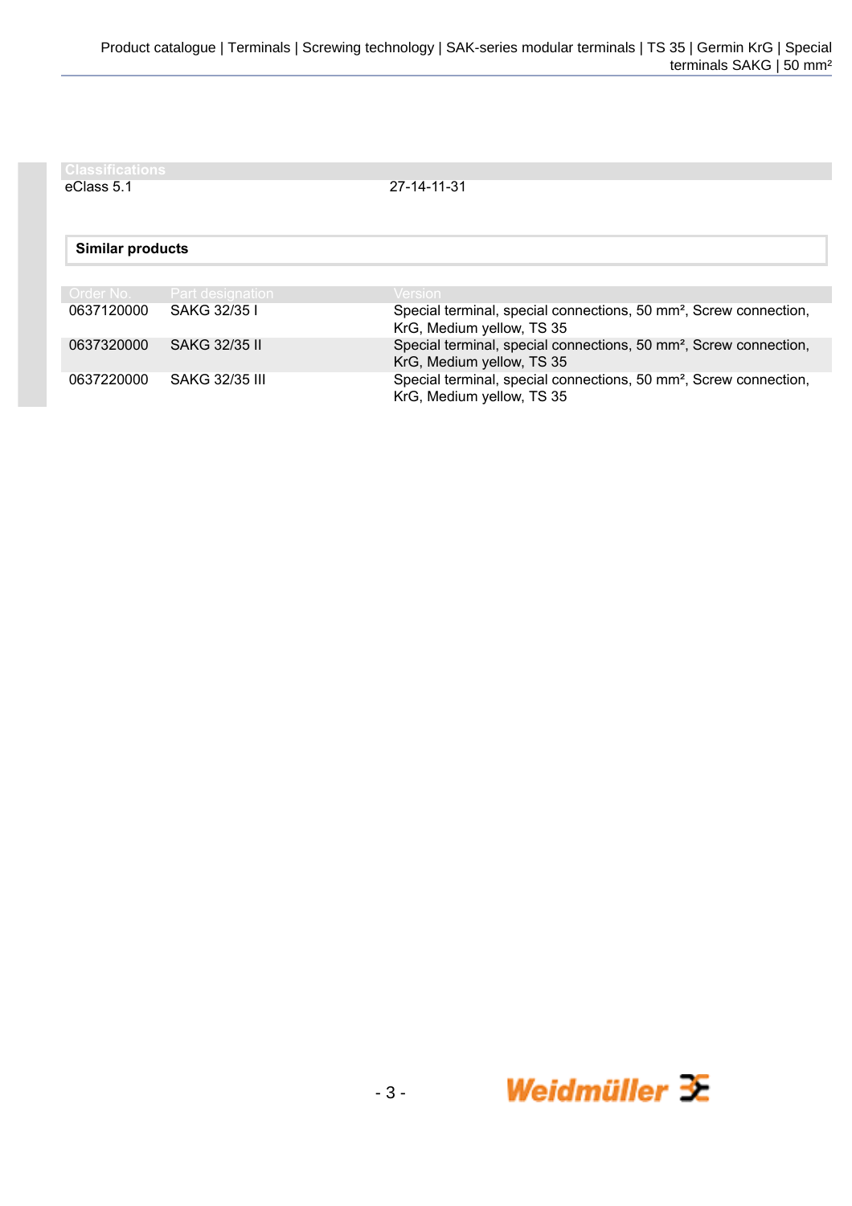## Classifications

| | |
|---|---|
| eClass 5.1 | 27-14-11-31 |

## Similar products

| Order No. | Part designation | Version |
|---|---|---|
| 0637120000 | SAKG 32/35 I | Special terminal, special connections, 50 mm², Screw connection, KrG, Medium yellow, TS 35 |
| 0637320000 | SAKG 32/35 II | Special terminal, special connections, 50 mm², Screw connection, KrG, Medium yellow, TS 35 |
| 0637220000 | SAKG 32/35 III | Special terminal, special connections, 50 mm², Screw connection, KrG, Medium yellow, TS 35 |